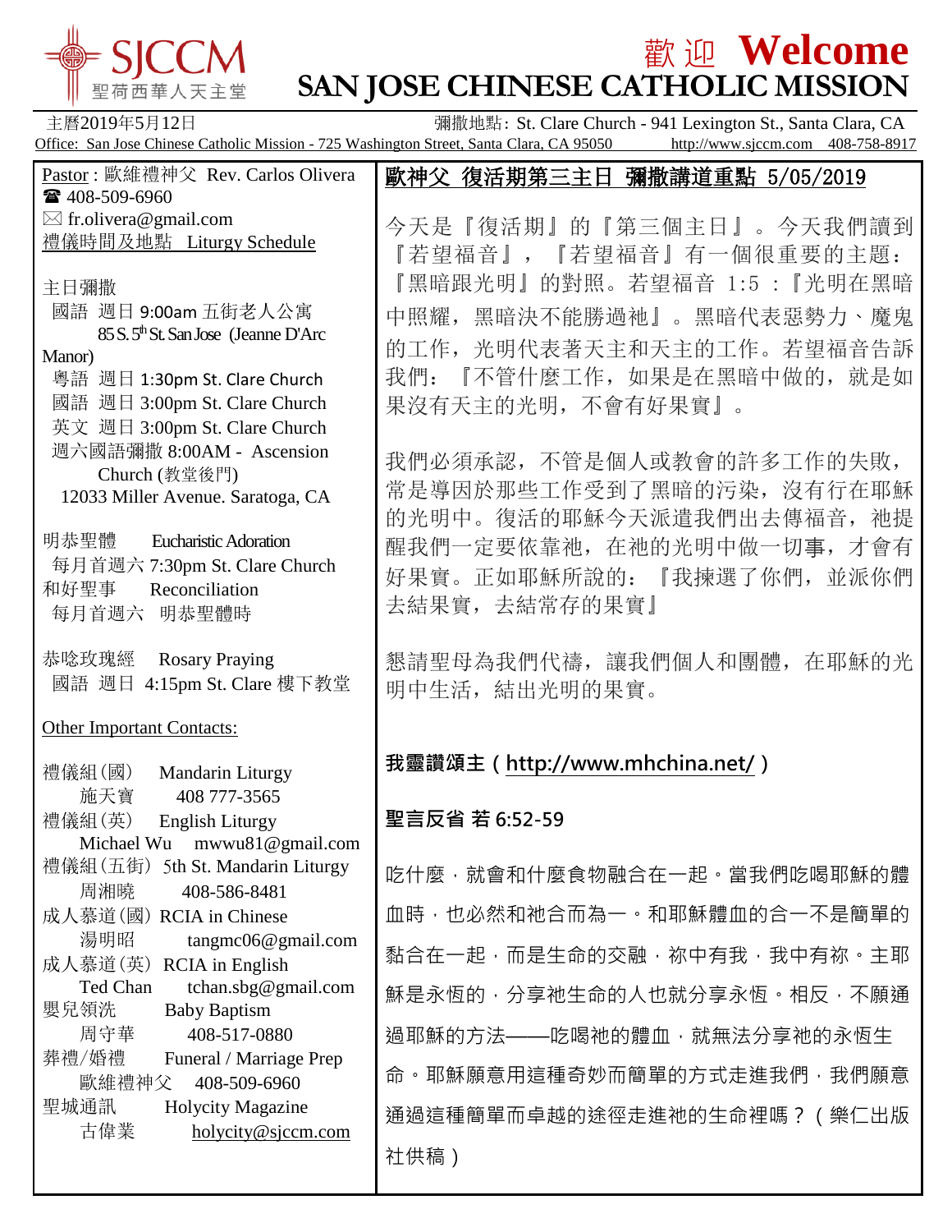SJCCM 聖荷西華人天主堂

# 歡迎 Welcome
# SAN JOSE CHINESE CATHOLIC MISSION

主曆2019年5月12日 彌撒地點: St. Clare Church - 941 Lexington St., Santa Clara, CA

Office: San Jose Chinese Catholic Mission - 725 Washington Street, Santa Clara, CA 95050 http://www.sjccm.com 408-758-8917

Pastor : 歐維禮神父 Rev. Carlos Olivera
☎ 408-509-6960
✉ fr.olivera@gmail.com

禮儀時間及地點 Liturgy Schedule

主日彌撒
- 國語 週日 9:00am 五街老人公寓 85 S. 5th St. San Jose (Jeanne D'Arc Manor)
- 粵語 週日 1:30pm St. Clare Church
- 國語 週日 3:00pm St. Clare Church
- 英文 週日 3:00pm St. Clare Church
- 週六國語彌撒 8:00AM - Ascension Church (教堂後門) 12033 Miller Avenue. Saratoga, CA

明恭聖體 Eucharistic Adoration
每月首週六 7:30pm St. Clare Church

和好聖事 Reconciliation
每月首週六 明恭聖體時

恭唸玫瑰經 Rosary Praying
國語 週日 4:15pm St. Clare 樓下教室

Other Important Contacts:

禮儀組(國) Mandarin Liturgy
施天寶 408 777-3565

禮儀組(英) English Liturgy
Michael Wu mwwu81@gmail.com

禮儀組(五街) 5th St. Mandarin Liturgy
周湘曉 408-586-8481

成人慕道(國) RCIA in Chinese
湯明昭 tangmc06@gmail.com

成人慕道(英) RCIA in English
Ted Chan tchan.sbg@gmail.com

嬰兒領洗 Baby Baptism
周守華 408-517-0880

葬禮/婚禮 Funeral / Marriage Prep
歐維禮神父 408-509-6960

聖城通訊 Holycity Magazine
古偉業 holycity@sjccm.com

## 歐神父 復活期第三主日 彌撒講道重點 5/05/2019

今天是『復活期』的『第三個主日』。今天我們讀到『若望福音』，『若望福音』有一個很重要的主題：『黑暗跟光明』的對照。若望福音 1:5 :『光明在黑暗中照耀，黑暗決不能勝過祂』。黑暗代表惡勢力、魔鬼的工作，光明代表著天主和天主的工作。若望福音告訴我們：『不管什麼工作，如果是在黑暗中做的，就是如果沒有天主的光明，不會有好果實』。

我們必須承認，不管是個人或教會的許多工作的失敗，常是導因於那些工作受到了黑暗的污染，沒有行在耶穌的光明中。復活的耶穌今天派遣我們出去傳福音，祂提醒我們一定要依靠祂，在祂的光明中做一切事，才會有好果實。正如耶穌所說的：『我揀選了你們，並派你們去結果實，去結常存的果實』

懇請聖母為我們代禱，讓我們個人和團體，在耶穌的光明中生活，結出光明的果實。

**我靈讚頌主（http://www.mhchina.net/）**

**聖言反省 若 6:52-59**

吃什麼，就會和什麼食物融合在一起。當我們吃喝耶穌的體血時，也必然和祂合而為一。和耶穌體血的合一不是簡單的黏合在一起，而是生命的交融，祢中有我，我中有祢。主耶穌是永恆的，分享祂生命的人也就分享永恆。相反，不願通過耶穌的方法——吃喝祂的體血，就無法分享祂的永恆生命。耶穌願意用這種奇妙而簡單的方式走進我們，我們願意通過這種簡單而卓越的途徑走進祂的生命裡嗎？（樂仁出版社供稿）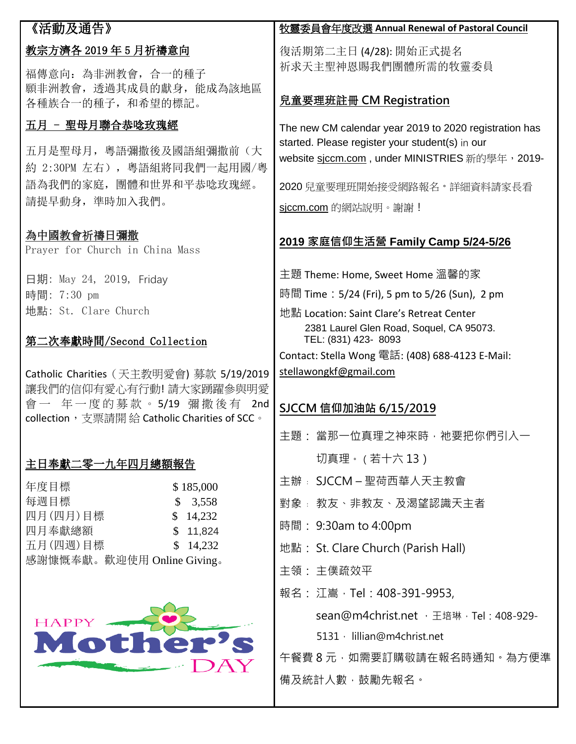# 《活動及通告》

## 教宗方濟各 2019 年 5 月祈禱意向

福傳意向：為非洲教會，合一的種子
願非洲教會，透過其成員的獻身，能成為該地區各種族合一的種子，和希望的標記。

## 五月 – 聖母月聯合恭唸玫瑰經

五月是聖母月，粵語彌撒後及國語組彌撒前（大約 2:30PM 左右），粵語組將同我們一起用國/粵語為我們的家庭，團體和世界和平恭唸玫瑰經。請提早動身，準時加入我們。

## 為中國教會祈禱日彌撒

Prayer for Church in China Mass

日期: May 24, 2019, Friday
時間: 7:30 pm
地點: St. Clare Church

## 第二次奉獻時間/Second Collection

Catholic Charities（天主教明愛會) 募款 5/19/2019 讓我們的信仰有愛心有行動! 請大家踴躍參與明愛會一年一度的募款。5/19 彌撒後有 2nd collection，支票請開 給 Catholic Charities of SCC。

## 主日奉獻二零一九年四月總額報告

| | |
|---|---|
| 年度目標 | $ 185,000 |
| 每週目標 | $ 3,558 |
| 四月(四月)目標 | $ 14,232 |
| 四月奉獻總額 | $ 11,824 |
| 五月(四週)目標 | $ 14,232 |

感謝慷慨奉獻。歡迎使用 Online Giving。

HAPPY Mother's DAY

## 牧靈委員會年度改選 Annual Renewal of Pastoral Council

復活期第二主日 (4/28): 開始正式提名
祈求天主聖神恩賜我們團體所需的牧靈委員

## 兒童要理班註冊 CM Registration

The new CM calendar year 2019 to 2020 registration has started. Please register your student(s) in our website sjccm.com , under MINISTRIES 新的學年，2019-2020 兒童要理班開始接受網路報名。詳細資料請家長看 sjccm.com 的網站說明。謝謝！

## 2019 家庭信仰生活營 Family Camp 5/24-5/26

主題 Theme: Home, Sweet Home 溫馨的家
時間 Time：5/24 (Fri), 5 pm to 5/26 (Sun), 2 pm
地點 Location: Saint Clare's Retreat Center
2381 Laurel Glen Road, Soquel, CA 95073.
TEL: (831) 423- 8093
Contact: Stella Wong 電話: (408) 688-4123 E-Mail: stellawongkf@gmail.com

## SJCCM 信仰加油站 6/15/2019

主題：當那一位真理之神來時，祂要把你們引入一切真理。(若十六 13)
主辦：SJCCM – 聖荷西華人天主教會
對象：教友、非教友、及渴望認識天主者
時間：9:30am to 4:00pm
地點：St. Clare Church (Parish Hall)
主領：主僕疏效平
報名：江嵩，Tel：408-391-9953, sean@m4christ.net ，王培琳，Tel：408-929-5131，lillian@m4christ.net
午餐費 8 元，如需要訂購敬請在報名時通知。為方便準備及統計人數，鼓勵先報名。